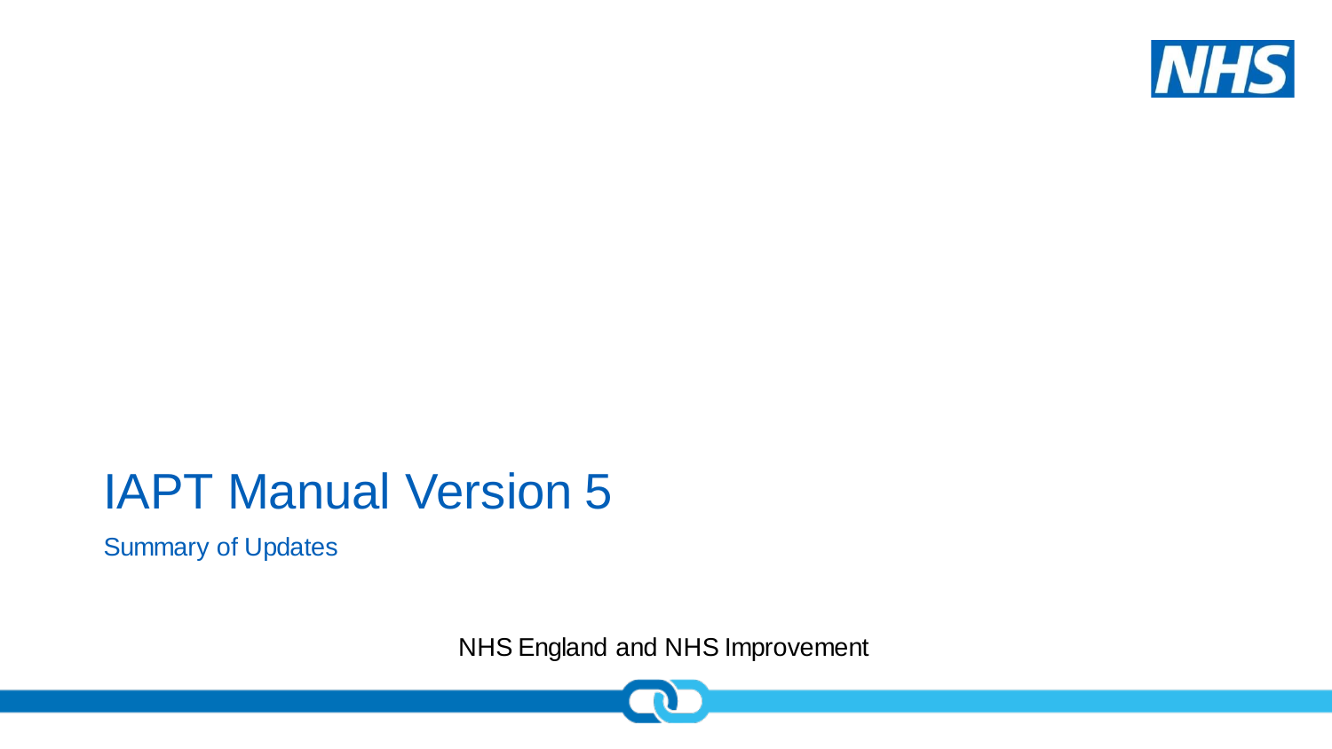# IAPT Manual Version 5

## Summary of Updates

NHS England and NHS Improvement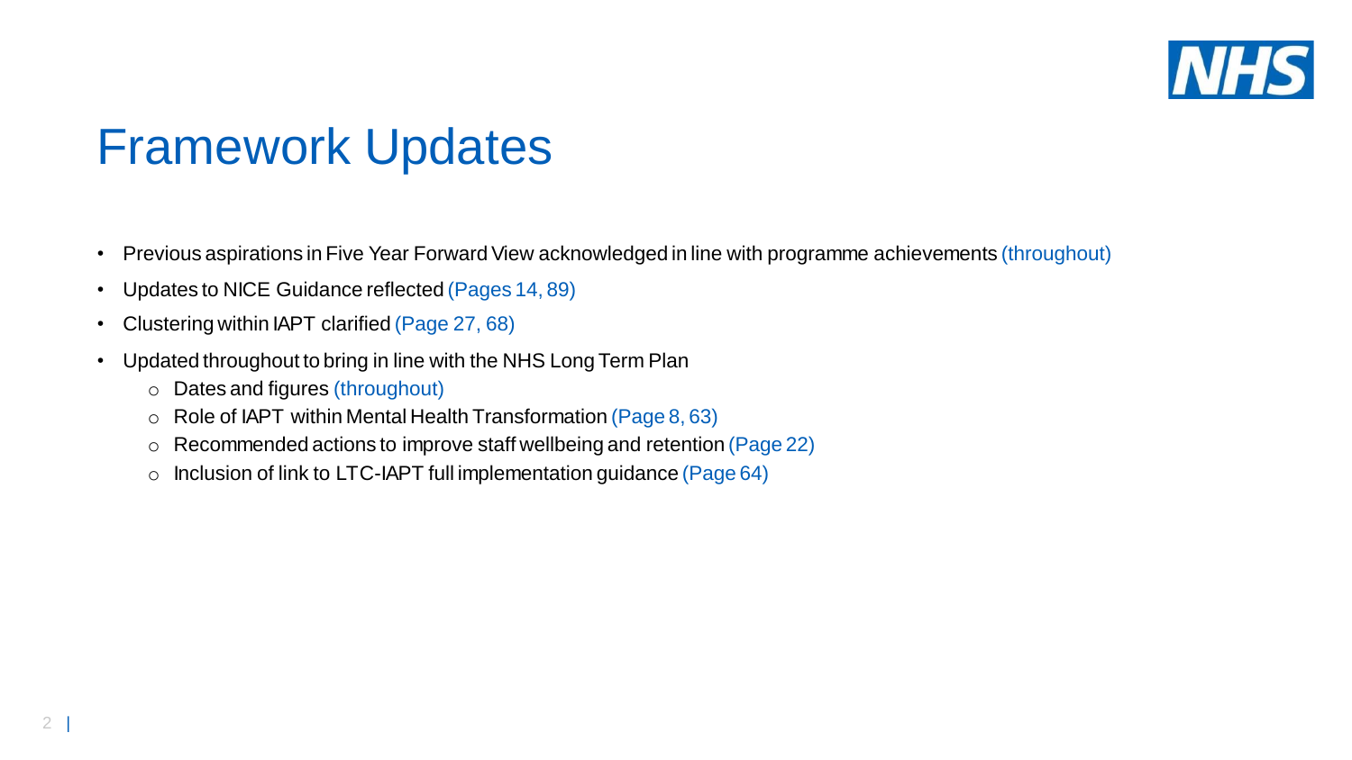# Framework Updates

- Previous aspirations in Five Year Forward View acknowledged in line with programme achievements (throughout)
- Updates to NICE Guidance reflected (Pages 14, 89)
- Clustering within IAPT clarified (Page 27, 68)
- Updated throughout to bring in line with the NHS Long Term Plan
  - Dates and figures (throughout)
  - Role of IAPT within Mental Health Transformation (Page 8, 63)
  - Recommended actions to improve staff wellbeing and retention (Page 22)
  - Inclusion of link to LTC-IAPT full implementation guidance (Page 64)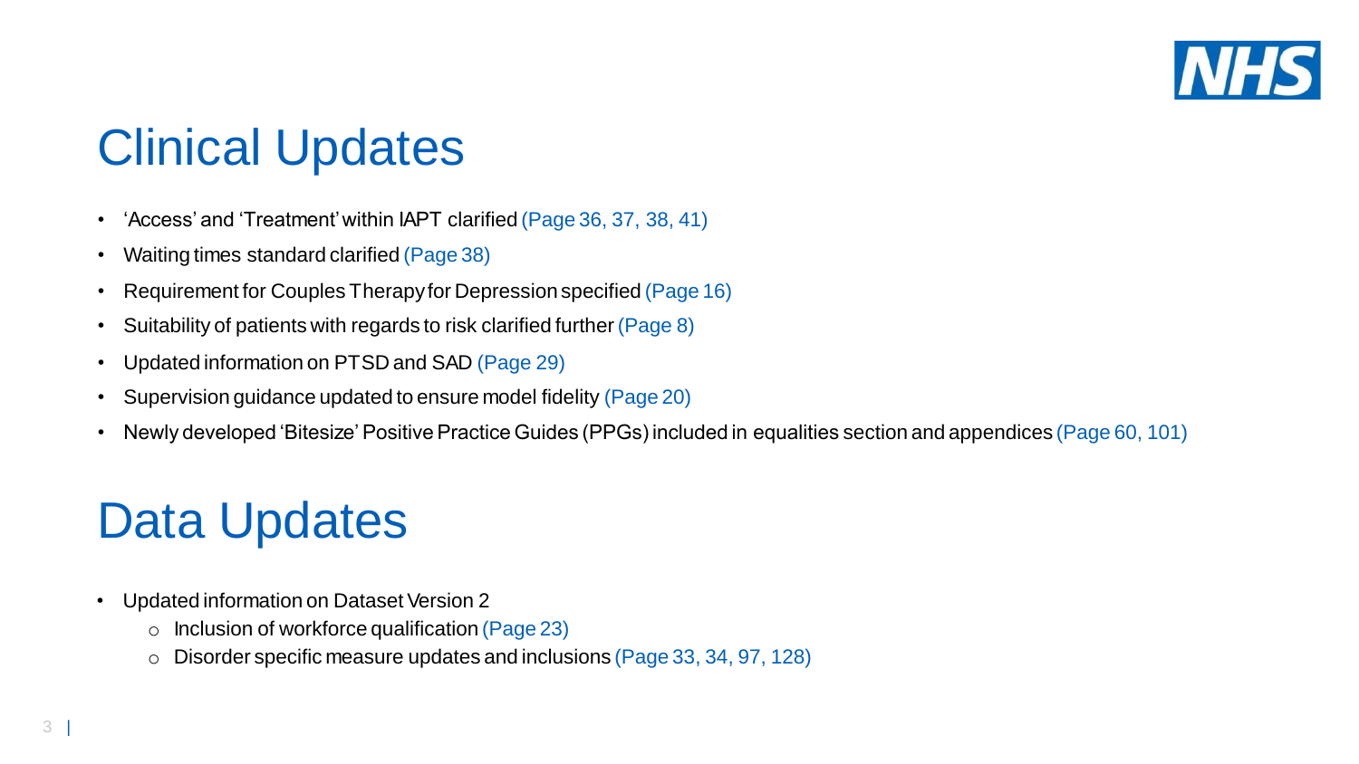# Clinical Updates

- 'Access' and 'Treatment' within IAPT clarified (Page 36, 37, 38, 41)
- Waiting times standard clarified (Page 38)
- Requirement for Couples Therapy for Depression specified (Page 16)
- Suitability of patients with regards to risk clarified further (Page 8)
- Updated information on PTSD and SAD (Page 29)
- Supervision guidance updated to ensure model fidelity (Page 20)
- Newly developed 'Bitesize' Positive Practice Guides (PPGs) included in equalities section and appendices (Page 60, 101)

# Data Updates

- Updated information on Dataset Version 2
  - Inclusion of workforce qualification (Page 23)
  - Disorder specific measure updates and inclusions (Page 33, 34, 97, 128)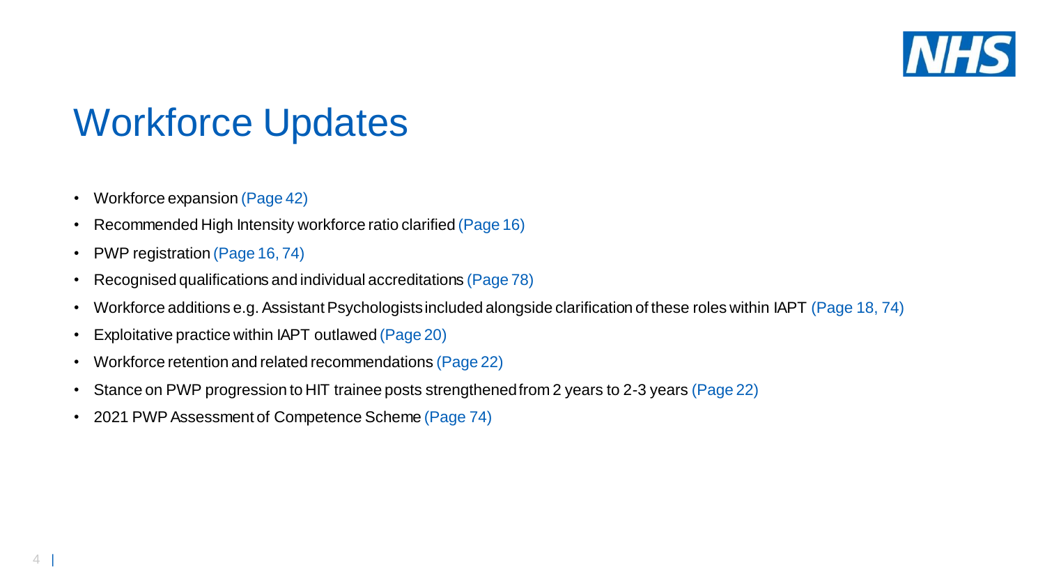# Workforce Updates

- Workforce expansion (Page 42)
- Recommended High Intensity workforce ratio clarified (Page 16)
- PWP registration (Page 16, 74)
- Recognised qualifications and individual accreditations (Page 78)
- Workforce additions e.g. Assistant Psychologists included alongside clarification of these roles within IAPT (Page 18, 74)
- Exploitative practice within IAPT outlawed (Page 20)
- Workforce retention and related recommendations (Page 22)
- Stance on PWP progression to HIT trainee posts strengthened from 2 years to 2-3 years (Page 22)
- 2021 PWP Assessment of Competence Scheme (Page 74)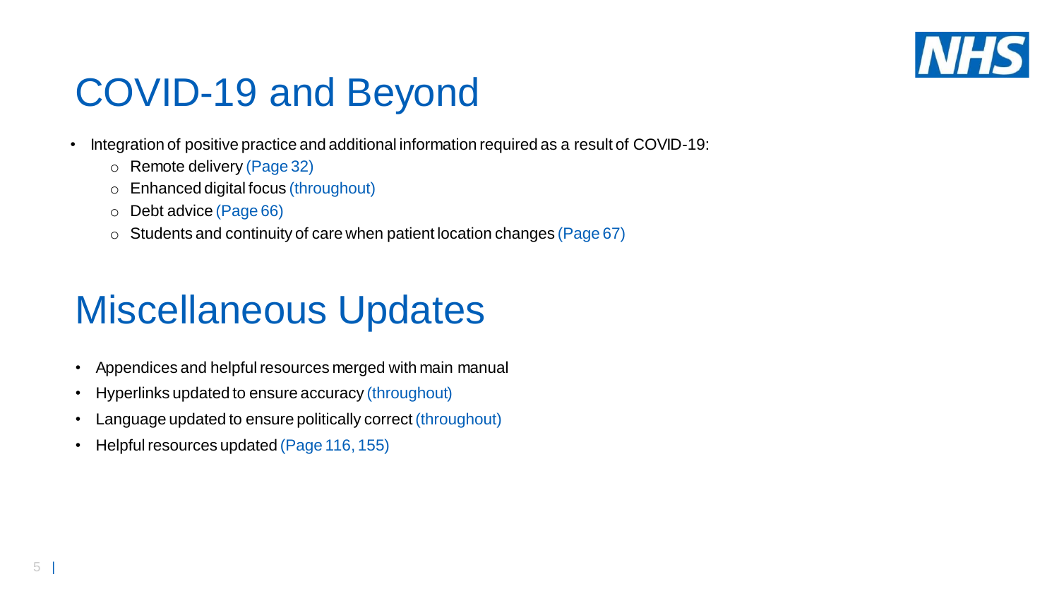# COVID-19 and Beyond

- Integration of positive practice and additional information required as a result of COVID-19:
  - Remote delivery (Page 32)
  - Enhanced digital focus (throughout)
  - Debt advice (Page 66)
  - Students and continuity of care when patient location changes (Page 67)

# Miscellaneous Updates

- Appendices and helpful resources merged with main manual
- Hyperlinks updated to ensure accuracy (throughout)
- Language updated to ensure politically correct (throughout)
- Helpful resources updated (Page 116, 155)